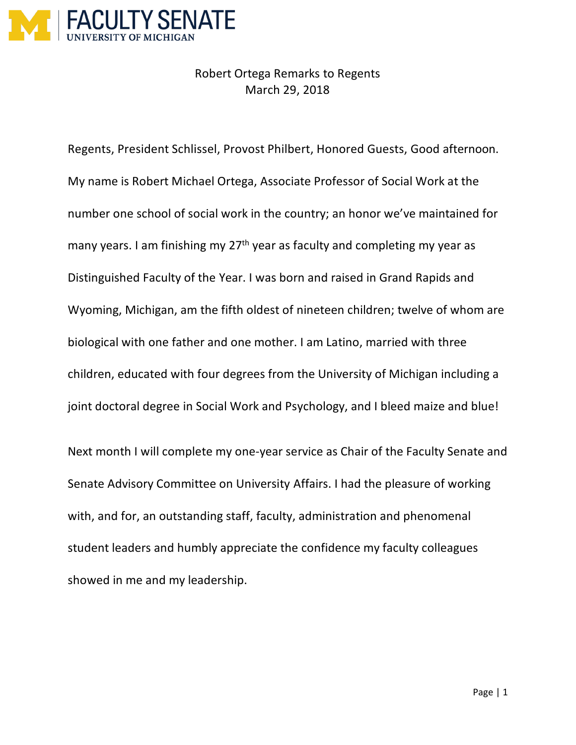Robert Ortega Remarks to Regents
March 29, 2018

Regents, President Schlissel, Provost Philbert, Honored Guests, Good afternoon. My name is Robert Michael Ortega, Associate Professor of Social Work at the number one school of social work in the country; an honor we've maintained for many years. I am finishing my 27th year as faculty and completing my year as Distinguished Faculty of the Year. I was born and raised in Grand Rapids and Wyoming, Michigan, am the fifth oldest of nineteen children; twelve of whom are biological with one father and one mother. I am Latino, married with three children, educated with four degrees from the University of Michigan including a joint doctoral degree in Social Work and Psychology, and I bleed maize and blue!

Next month I will complete my one-year service as Chair of the Faculty Senate and Senate Advisory Committee on University Affairs. I had the pleasure of working with, and for, an outstanding staff, faculty, administration and phenomenal student leaders and humbly appreciate the confidence my faculty colleagues showed in me and my leadership.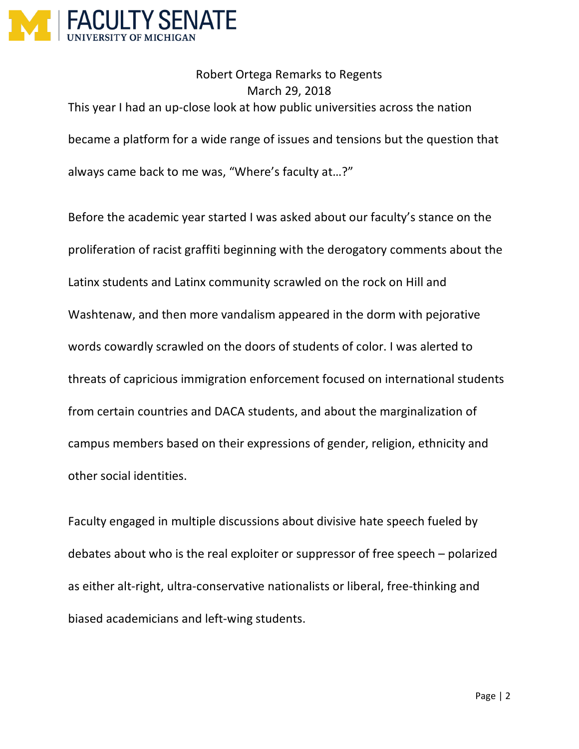Robert Ortega Remarks to Regents
March 29, 2018

This year I had an up-close look at how public universities across the nation became a platform for a wide range of issues and tensions but the question that always came back to me was, "Where's faculty at…?"

Before the academic year started I was asked about our faculty's stance on the proliferation of racist graffiti beginning with the derogatory comments about the Latinx students and Latinx community scrawled on the rock on Hill and Washtenaw, and then more vandalism appeared in the dorm with pejorative words cowardly scrawled on the doors of students of color. I was alerted to threats of capricious immigration enforcement focused on international students from certain countries and DACA students, and about the marginalization of campus members based on their expressions of gender, religion, ethnicity and other social identities.

Faculty engaged in multiple discussions about divisive hate speech fueled by debates about who is the real exploiter or suppressor of free speech – polarized as either alt-right, ultra-conservative nationalists or liberal, free-thinking and biased academicians and left-wing students.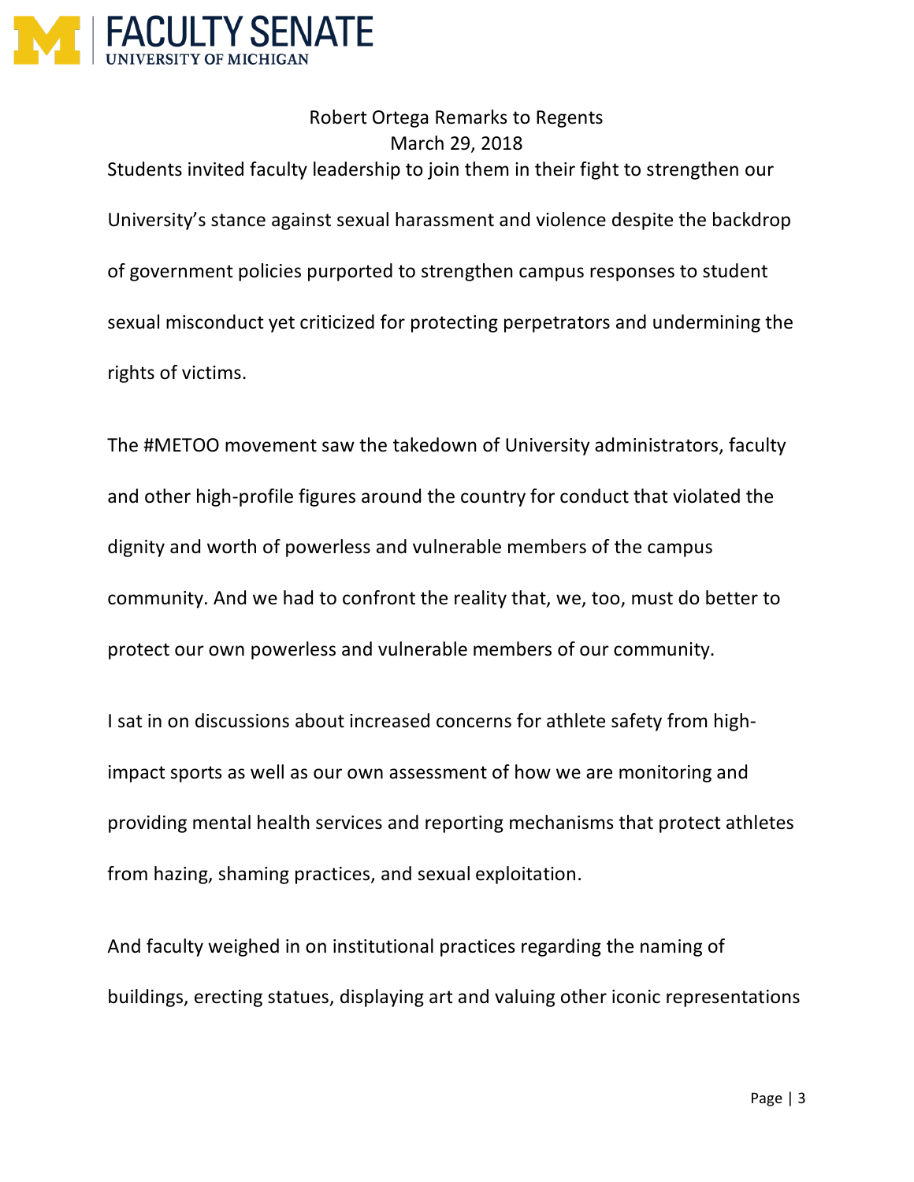Robert Ortega Remarks to Regents
March 29, 2018

Students invited faculty leadership to join them in their fight to strengthen our University's stance against sexual harassment and violence despite the backdrop of government policies purported to strengthen campus responses to student sexual misconduct yet criticized for protecting perpetrators and undermining the rights of victims.

The #METOO movement saw the takedown of University administrators, faculty and other high-profile figures around the country for conduct that violated the dignity and worth of powerless and vulnerable members of the campus community. And we had to confront the reality that, we, too, must do better to protect our own powerless and vulnerable members of our community.

I sat in on discussions about increased concerns for athlete safety from high-impact sports as well as our own assessment of how we are monitoring and providing mental health services and reporting mechanisms that protect athletes from hazing, shaming practices, and sexual exploitation.

And faculty weighed in on institutional practices regarding the naming of buildings, erecting statues, displaying art and valuing other iconic representations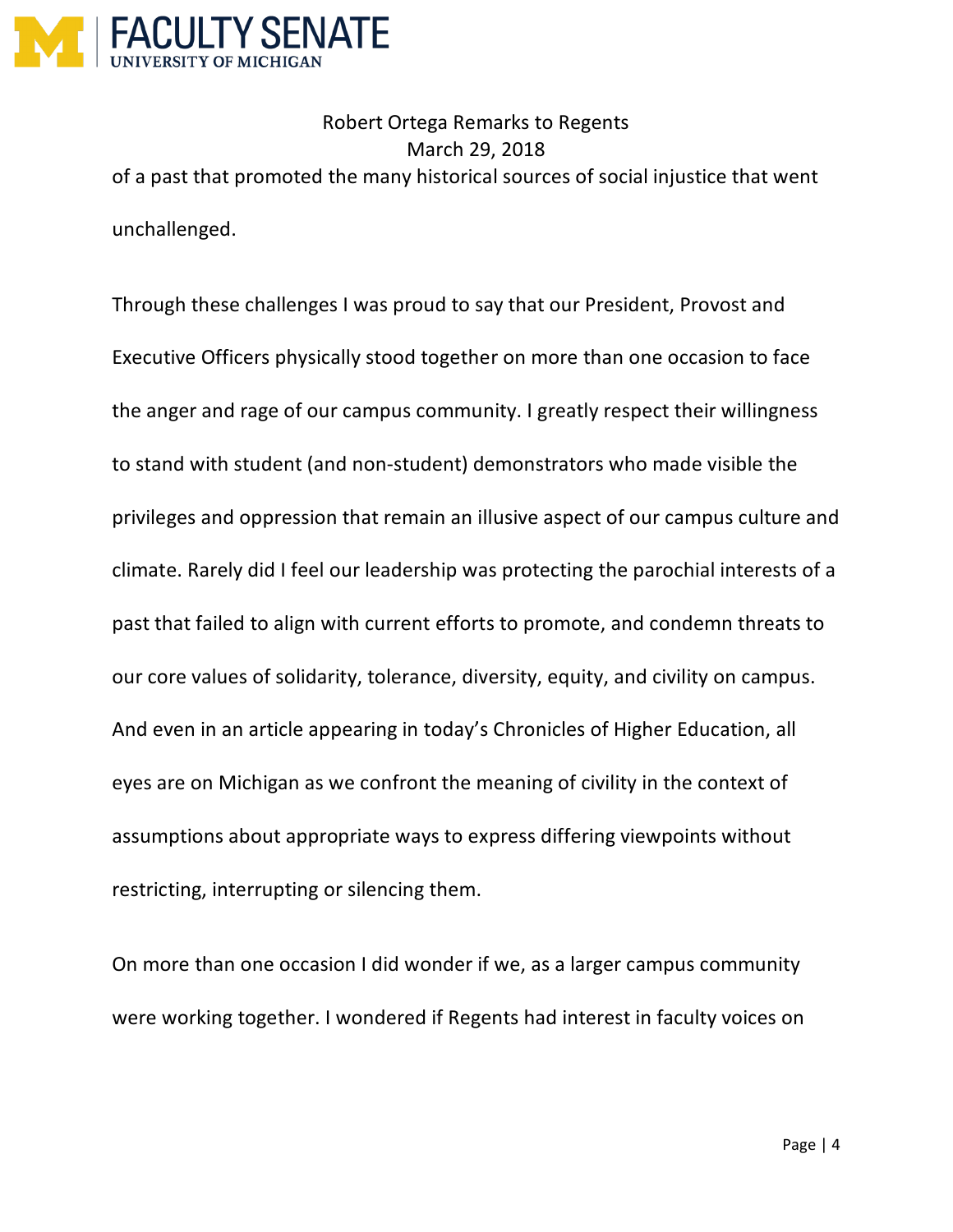of a past that promoted the many historical sources of social injustice that went unchallenged.

Through these challenges I was proud to say that our President, Provost and Executive Officers physically stood together on more than one occasion to face the anger and rage of our campus community. I greatly respect their willingness to stand with student (and non-student) demonstrators who made visible the privileges and oppression that remain an illusive aspect of our campus culture and climate. Rarely did I feel our leadership was protecting the parochial interests of a past that failed to align with current efforts to promote, and condemn threats to our core values of solidarity, tolerance, diversity, equity, and civility on campus. And even in an article appearing in today's Chronicles of Higher Education, all eyes are on Michigan as we confront the meaning of civility in the context of assumptions about appropriate ways to express differing viewpoints without restricting, interrupting or silencing them.

On more than one occasion I did wonder if we, as a larger campus community were working together. I wondered if Regents had interest in faculty voices on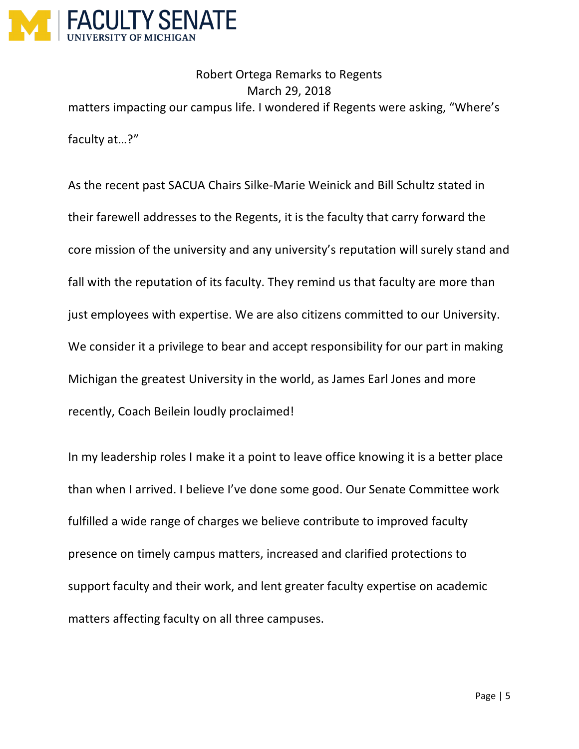matters impacting our campus life. I wondered if Regents were asking, "Where's faculty at…?"

As the recent past SACUA Chairs Silke-Marie Weinick and Bill Schultz stated in their farewell addresses to the Regents, it is the faculty that carry forward the core mission of the university and any university's reputation will surely stand and fall with the reputation of its faculty. They remind us that faculty are more than just employees with expertise. We are also citizens committed to our University. We consider it a privilege to bear and accept responsibility for our part in making Michigan the greatest University in the world, as James Earl Jones and more recently, Coach Beilein loudly proclaimed!

In my leadership roles I make it a point to leave office knowing it is a better place than when I arrived. I believe I've done some good. Our Senate Committee work fulfilled a wide range of charges we believe contribute to improved faculty presence on timely campus matters, increased and clarified protections to support faculty and their work, and lent greater faculty expertise on academic matters affecting faculty on all three campuses.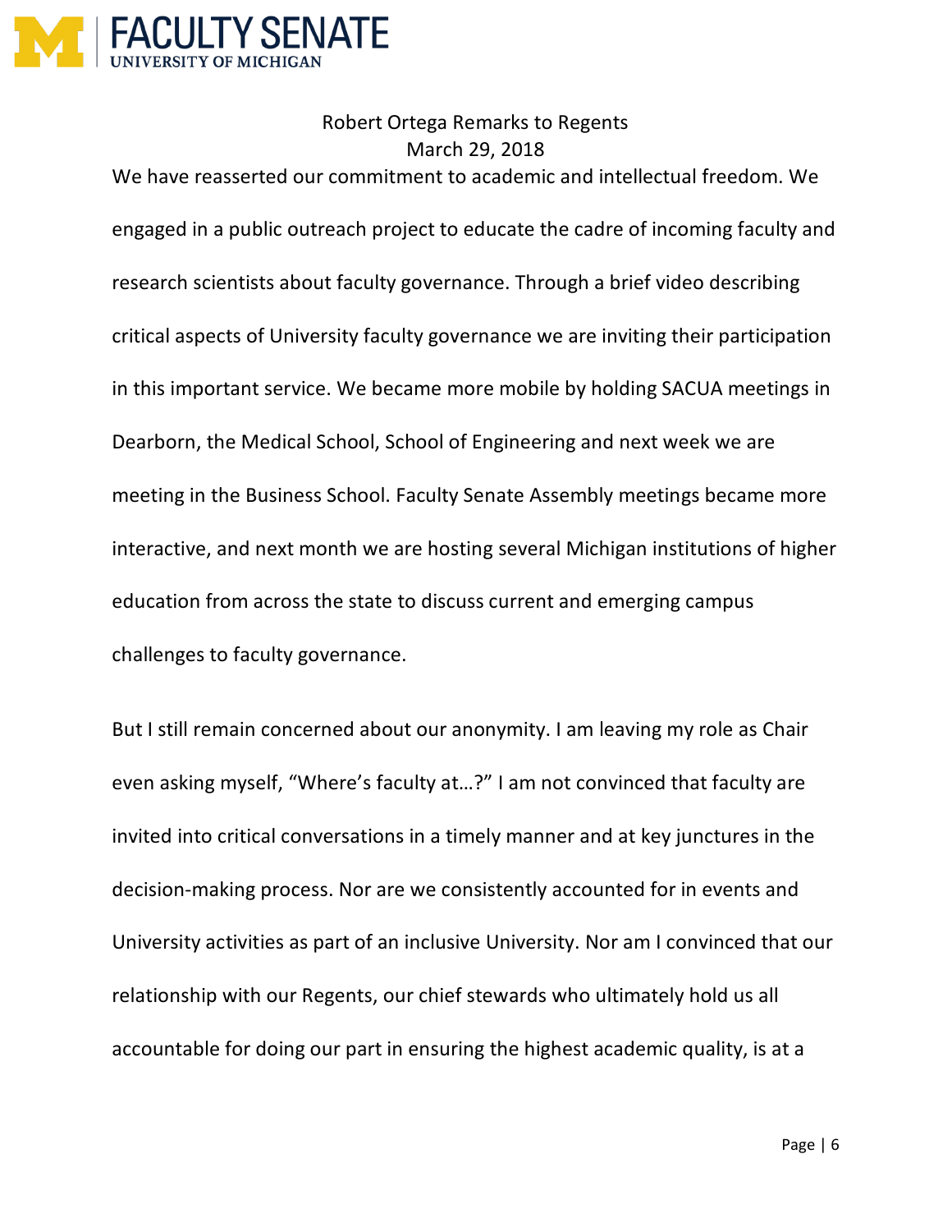We have reasserted our commitment to academic and intellectual freedom. We engaged in a public outreach project to educate the cadre of incoming faculty and research scientists about faculty governance. Through a brief video describing critical aspects of University faculty governance we are inviting their participation in this important service. We became more mobile by holding SACUA meetings in Dearborn, the Medical School, School of Engineering and next week we are meeting in the Business School. Faculty Senate Assembly meetings became more interactive, and next month we are hosting several Michigan institutions of higher education from across the state to discuss current and emerging campus challenges to faculty governance.

But I still remain concerned about our anonymity. I am leaving my role as Chair even asking myself, "Where's faculty at…?" I am not convinced that faculty are invited into critical conversations in a timely manner and at key junctures in the decision-making process. Nor are we consistently accounted for in events and University activities as part of an inclusive University. Nor am I convinced that our relationship with our Regents, our chief stewards who ultimately hold us all accountable for doing our part in ensuring the highest academic quality, is at a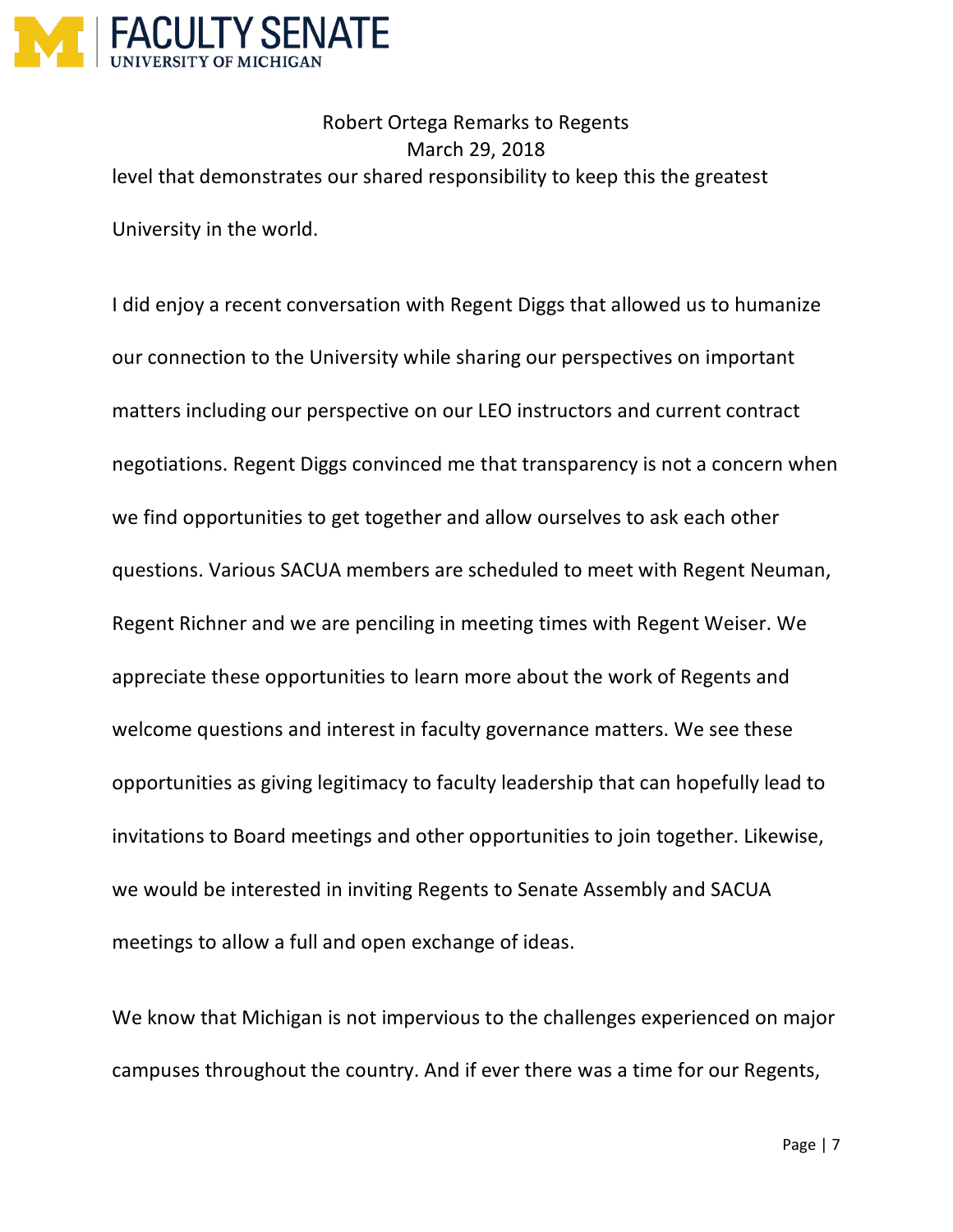level that demonstrates our shared responsibility to keep this the greatest University in the world.

I did enjoy a recent conversation with Regent Diggs that allowed us to humanize our connection to the University while sharing our perspectives on important matters including our perspective on our LEO instructors and current contract negotiations. Regent Diggs convinced me that transparency is not a concern when we find opportunities to get together and allow ourselves to ask each other questions. Various SACUA members are scheduled to meet with Regent Neuman, Regent Richner and we are penciling in meeting times with Regent Weiser. We appreciate these opportunities to learn more about the work of Regents and welcome questions and interest in faculty governance matters. We see these opportunities as giving legitimacy to faculty leadership that can hopefully lead to invitations to Board meetings and other opportunities to join together. Likewise, we would be interested in inviting Regents to Senate Assembly and SACUA meetings to allow a full and open exchange of ideas.

We know that Michigan is not impervious to the challenges experienced on major campuses throughout the country. And if ever there was a time for our Regents,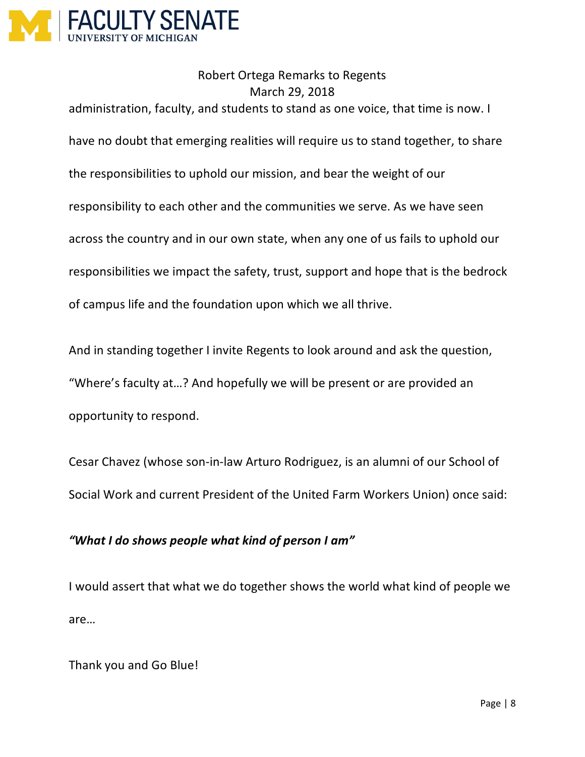administration, faculty, and students to stand as one voice, that time is now. I have no doubt that emerging realities will require us to stand together, to share the responsibilities to uphold our mission, and bear the weight of our responsibility to each other and the communities we serve. As we have seen across the country and in our own state, when any one of us fails to uphold our responsibilities we impact the safety, trust, support and hope that is the bedrock of campus life and the foundation upon which we all thrive.

And in standing together I invite Regents to look around and ask the question, "Where's faculty at…? And hopefully we will be present or are provided an opportunity to respond.

Cesar Chavez (whose son-in-law Arturo Rodriguez, is an alumni of our School of Social Work and current President of the United Farm Workers Union) once said:

***"What I do shows people what kind of person I am"***

I would assert that what we do together shows the world what kind of people we are…

Thank you and Go Blue!